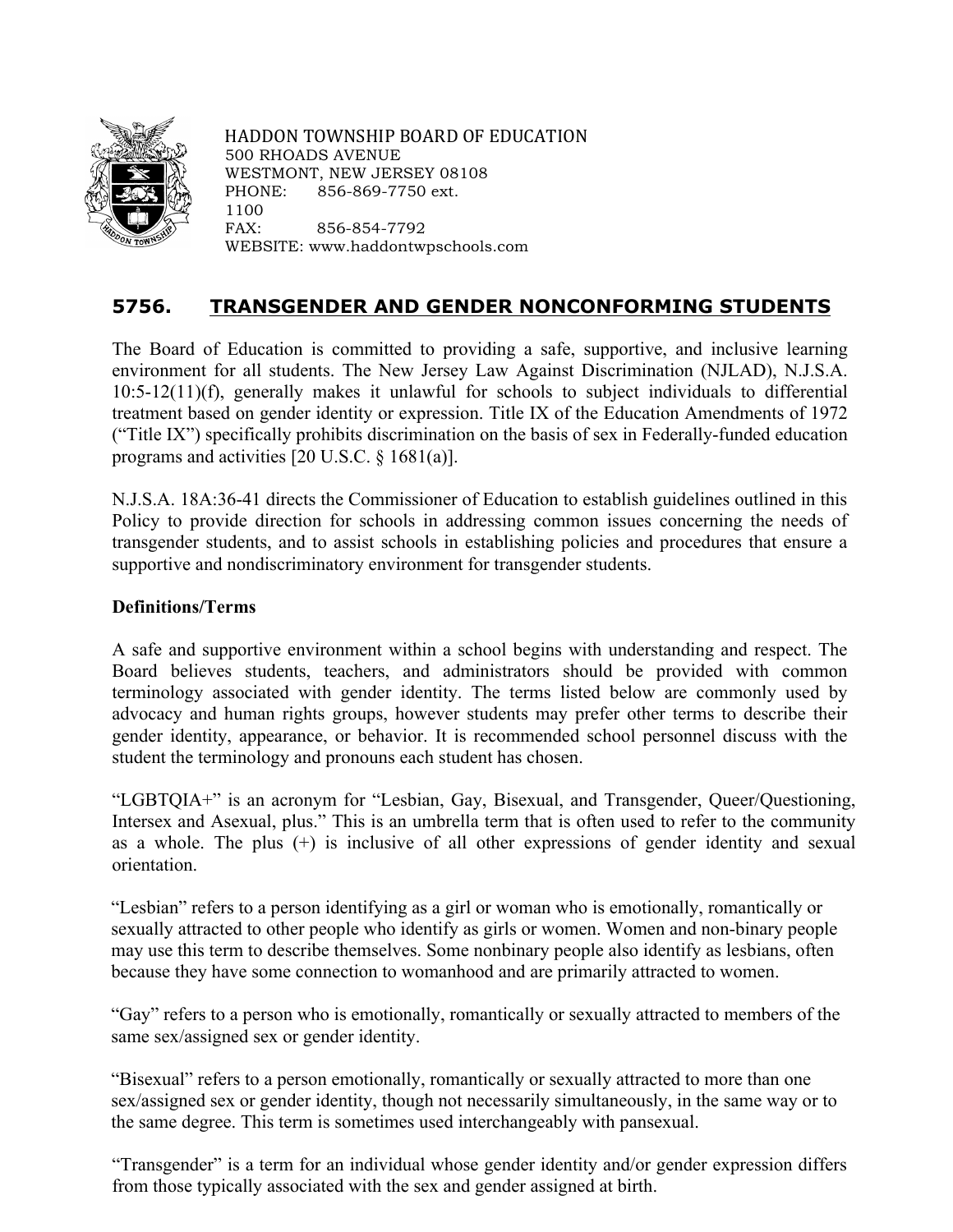HADDON TOWNSHIP BOARD OF EDUCATION
500 RHOADS AVENUE
WESTMONT, NEW JERSEY 08108
PHONE: 856-869-7750 ext. 1100
FAX: 856-854-7792
WEBSITE: www.haddontwpschools.com

# 5756. TRANSGENDER AND GENDER NONCONFORMING STUDENTS

The Board of Education is committed to providing a safe, supportive, and inclusive learning environment for all students. The New Jersey Law Against Discrimination (NJLAD), N.J.S.A. 10:5-12(11)(f), generally makes it unlawful for schools to subject individuals to differential treatment based on gender identity or expression. Title IX of the Education Amendments of 1972 ("Title IX") specifically prohibits discrimination on the basis of sex in Federally-funded education programs and activities [20 U.S.C. § 1681(a)].

N.J.S.A. 18A:36-41 directs the Commissioner of Education to establish guidelines outlined in this Policy to provide direction for schools in addressing common issues concerning the needs of transgender students, and to assist schools in establishing policies and procedures that ensure a supportive and nondiscriminatory environment for transgender students.

**Definitions/Terms**

A safe and supportive environment within a school begins with understanding and respect. The Board believes students, teachers, and administrators should be provided with common terminology associated with gender identity. The terms listed below are commonly used by advocacy and human rights groups, however students may prefer other terms to describe their gender identity, appearance, or behavior. It is recommended school personnel discuss with the student the terminology and pronouns each student has chosen.

"LGBTQIA+" is an acronym for "Lesbian, Gay, Bisexual, and Transgender, Queer/Questioning, Intersex and Asexual, plus." This is an umbrella term that is often used to refer to the community as a whole. The plus (+) is inclusive of all other expressions of gender identity and sexual orientation.

"Lesbian" refers to a person identifying as a girl or woman who is emotionally, romantically or sexually attracted to other people who identify as girls or women. Women and non-binary people may use this term to describe themselves. Some nonbinary people also identify as lesbians, often because they have some connection to womanhood and are primarily attracted to women.

"Gay" refers to a person who is emotionally, romantically or sexually attracted to members of the same sex/assigned sex or gender identity.

"Bisexual" refers to a person emotionally, romantically or sexually attracted to more than one sex/assigned sex or gender identity, though not necessarily simultaneously, in the same way or to the same degree. This term is sometimes used interchangeably with pansexual.

"Transgender" is a term for an individual whose gender identity and/or gender expression differs from those typically associated with the sex and gender assigned at birth.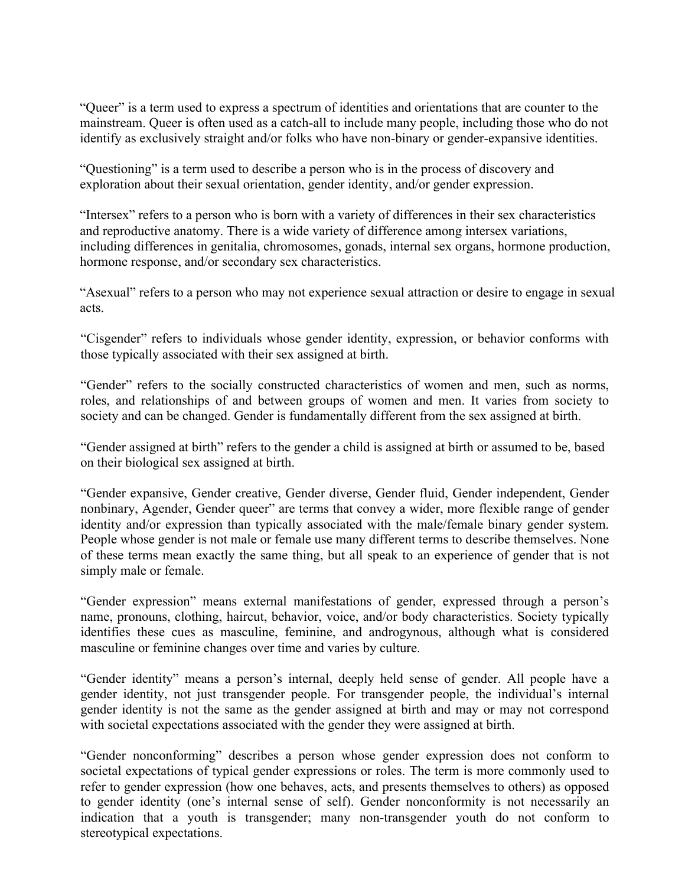“Queer” is a term used to express a spectrum of identities and orientations that are counter to the mainstream. Queer is often used as a catch-all to include many people, including those who do not identify as exclusively straight and/or folks who have non-binary or gender-expansive identities.

“Questioning” is a term used to describe a person who is in the process of discovery and exploration about their sexual orientation, gender identity, and/or gender expression.

“Intersex” refers to a person who is born with a variety of differences in their sex characteristics and reproductive anatomy. There is a wide variety of difference among intersex variations, including differences in genitalia, chromosomes, gonads, internal sex organs, hormone production, hormone response, and/or secondary sex characteristics.

“Asexual” refers to a person who may not experience sexual attraction or desire to engage in sexual acts.

“Cisgender” refers to individuals whose gender identity, expression, or behavior conforms with those typically associated with their sex assigned at birth.

“Gender” refers to the socially constructed characteristics of women and men, such as norms, roles, and relationships of and between groups of women and men. It varies from society to society and can be changed. Gender is fundamentally different from the sex assigned at birth.

“Gender assigned at birth” refers to the gender a child is assigned at birth or assumed to be, based on their biological sex assigned at birth.

“Gender expansive, Gender creative, Gender diverse, Gender fluid, Gender independent, Gender nonbinary, Agender, Gender queer” are terms that convey a wider, more flexible range of gender identity and/or expression than typically associated with the male/female binary gender system. People whose gender is not male or female use many different terms to describe themselves. None of these terms mean exactly the same thing, but all speak to an experience of gender that is not simply male or female.

“Gender expression” means external manifestations of gender, expressed through a person’s name, pronouns, clothing, haircut, behavior, voice, and/or body characteristics. Society typically identifies these cues as masculine, feminine, and androgynous, although what is considered masculine or feminine changes over time and varies by culture.

“Gender identity” means a person’s internal, deeply held sense of gender. All people have a gender identity, not just transgender people. For transgender people, the individual’s internal gender identity is not the same as the gender assigned at birth and may or may not correspond with societal expectations associated with the gender they were assigned at birth.

“Gender nonconforming” describes a person whose gender expression does not conform to societal expectations of typical gender expressions or roles. The term is more commonly used to refer to gender expression (how one behaves, acts, and presents themselves to others) as opposed to gender identity (one’s internal sense of self). Gender nonconformity is not necessarily an indication that a youth is transgender; many non-transgender youth do not conform to stereotypical expectations.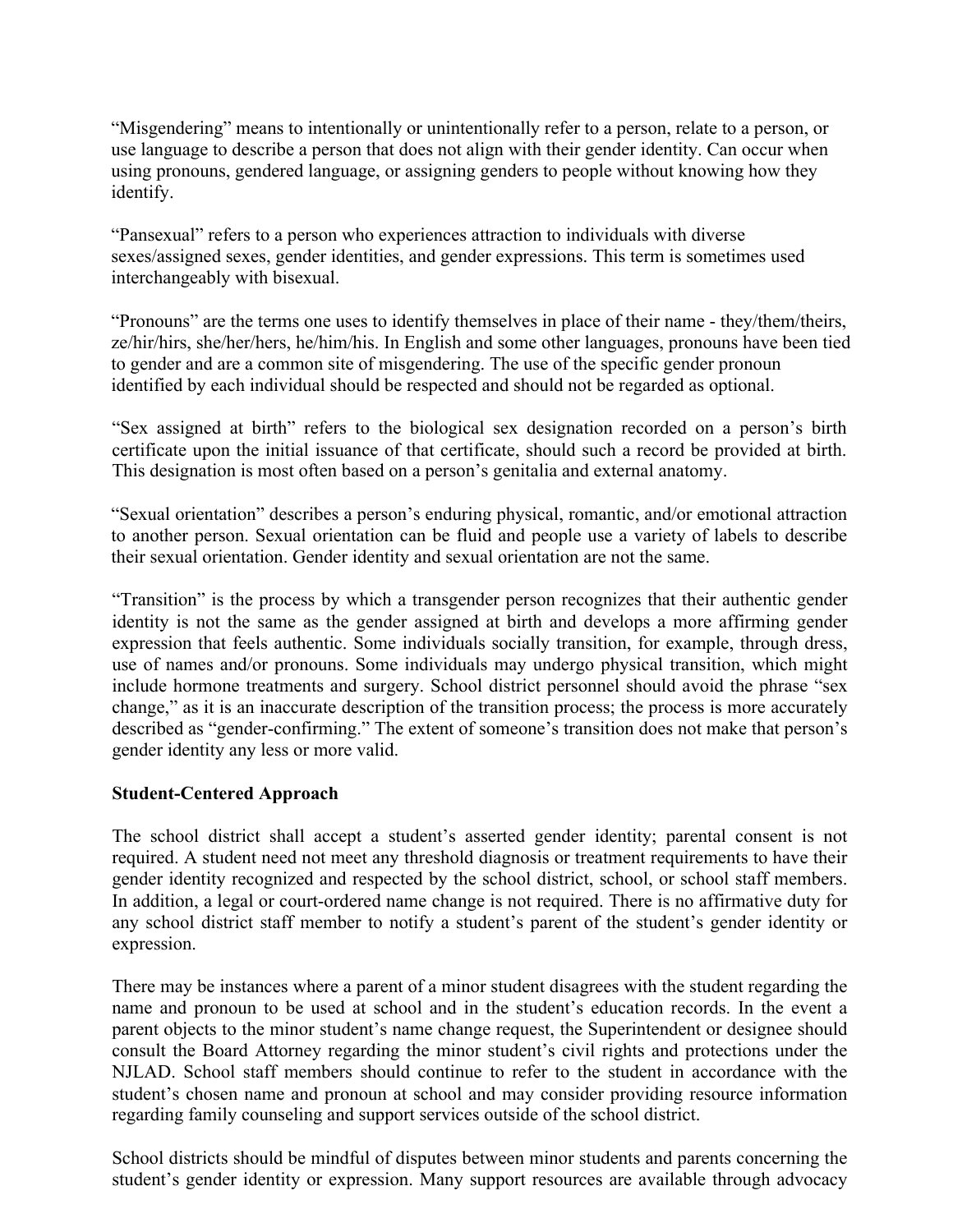"Misgendering" means to intentionally or unintentionally refer to a person, relate to a person, or use language to describe a person that does not align with their gender identity. Can occur when using pronouns, gendered language, or assigning genders to people without knowing how they identify.

"Pansexual" refers to a person who experiences attraction to individuals with diverse sexes/assigned sexes, gender identities, and gender expressions. This term is sometimes used interchangeably with bisexual.

"Pronouns" are the terms one uses to identify themselves in place of their name - they/them/theirs, ze/hir/hirs, she/her/hers, he/him/his. In English and some other languages, pronouns have been tied to gender and are a common site of misgendering. The use of the specific gender pronoun identified by each individual should be respected and should not be regarded as optional.

"Sex assigned at birth" refers to the biological sex designation recorded on a person's birth certificate upon the initial issuance of that certificate, should such a record be provided at birth. This designation is most often based on a person's genitalia and external anatomy.

"Sexual orientation" describes a person's enduring physical, romantic, and/or emotional attraction to another person. Sexual orientation can be fluid and people use a variety of labels to describe their sexual orientation. Gender identity and sexual orientation are not the same.

"Transition" is the process by which a transgender person recognizes that their authentic gender identity is not the same as the gender assigned at birth and develops a more affirming gender expression that feels authentic. Some individuals socially transition, for example, through dress, use of names and/or pronouns. Some individuals may undergo physical transition, which might include hormone treatments and surgery. School district personnel should avoid the phrase "sex change," as it is an inaccurate description of the transition process; the process is more accurately described as "gender-confirming." The extent of someone's transition does not make that person's gender identity any less or more valid.

**Student-Centered Approach**

The school district shall accept a student's asserted gender identity; parental consent is not required. A student need not meet any threshold diagnosis or treatment requirements to have their gender identity recognized and respected by the school district, school, or school staff members. In addition, a legal or court-ordered name change is not required. There is no affirmative duty for any school district staff member to notify a student's parent of the student's gender identity or expression.

There may be instances where a parent of a minor student disagrees with the student regarding the name and pronoun to be used at school and in the student's education records. In the event a parent objects to the minor student's name change request, the Superintendent or designee should consult the Board Attorney regarding the minor student's civil rights and protections under the NJLAD. School staff members should continue to refer to the student in accordance with the student's chosen name and pronoun at school and may consider providing resource information regarding family counseling and support services outside of the school district.

School districts should be mindful of disputes between minor students and parents concerning the student's gender identity or expression. Many support resources are available through advocacy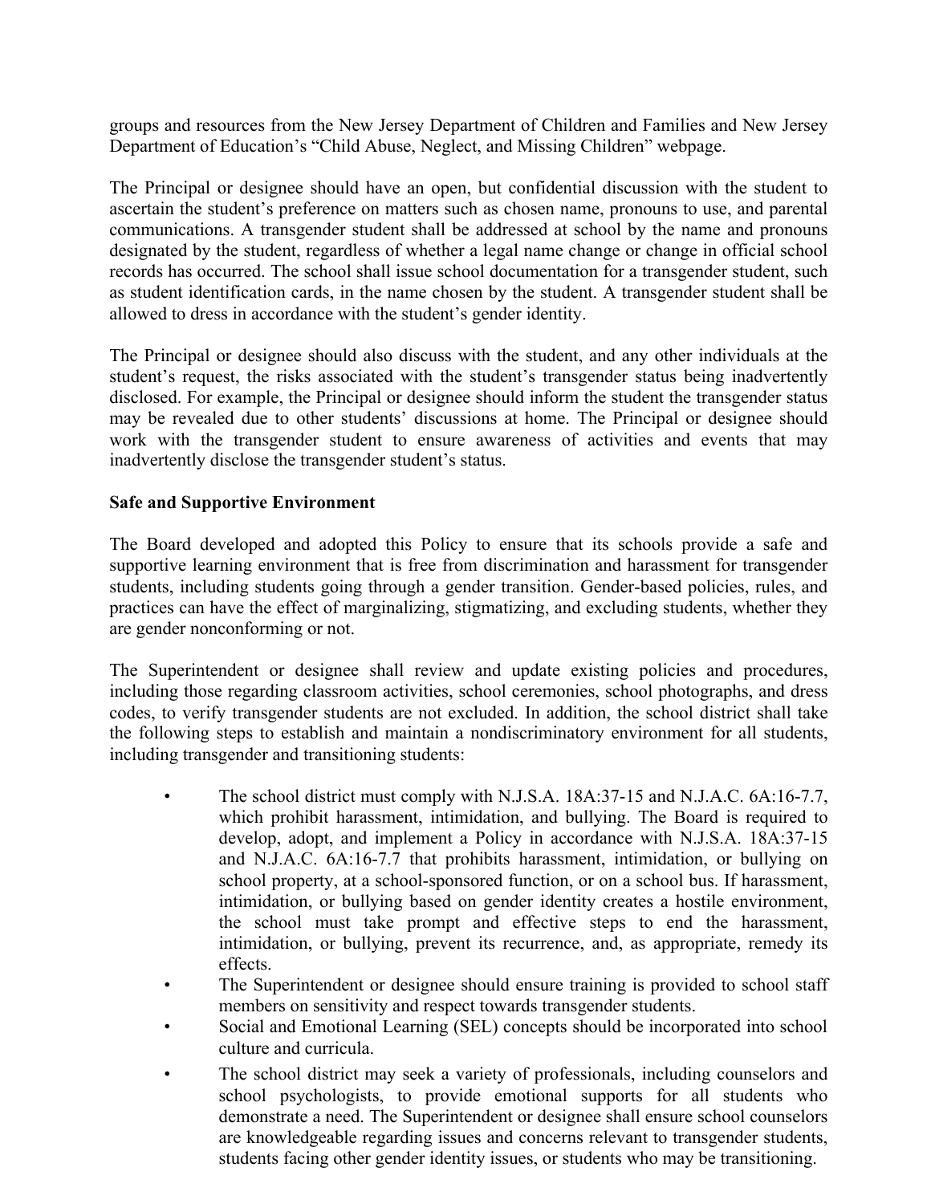groups and resources from the New Jersey Department of Children and Families and New Jersey Department of Education's "Child Abuse, Neglect, and Missing Children" webpage.

The Principal or designee should have an open, but confidential discussion with the student to ascertain the student's preference on matters such as chosen name, pronouns to use, and parental communications. A transgender student shall be addressed at school by the name and pronouns designated by the student, regardless of whether a legal name change or change in official school records has occurred. The school shall issue school documentation for a transgender student, such as student identification cards, in the name chosen by the student. A transgender student shall be allowed to dress in accordance with the student's gender identity.

The Principal or designee should also discuss with the student, and any other individuals at the student's request, the risks associated with the student's transgender status being inadvertently disclosed. For example, the Principal or designee should inform the student the transgender status may be revealed due to other students' discussions at home. The Principal or designee should work with the transgender student to ensure awareness of activities and events that may inadvertently disclose the transgender student's status.

**Safe and Supportive Environment**

The Board developed and adopted this Policy to ensure that its schools provide a safe and supportive learning environment that is free from discrimination and harassment for transgender students, including students going through a gender transition. Gender-based policies, rules, and practices can have the effect of marginalizing, stigmatizing, and excluding students, whether they are gender nonconforming or not.

The Superintendent or designee shall review and update existing policies and procedures, including those regarding classroom activities, school ceremonies, school photographs, and dress codes, to verify transgender students are not excluded. In addition, the school district shall take the following steps to establish and maintain a nondiscriminatory environment for all students, including transgender and transitioning students:

- The school district must comply with N.J.S.A. 18A:37-15 and N.J.A.C. 6A:16-7.7, which prohibit harassment, intimidation, and bullying. The Board is required to develop, adopt, and implement a Policy in accordance with N.J.S.A. 18A:37-15 and N.J.A.C. 6A:16-7.7 that prohibits harassment, intimidation, or bullying on school property, at a school-sponsored function, or on a school bus. If harassment, intimidation, or bullying based on gender identity creates a hostile environment, the school must take prompt and effective steps to end the harassment, intimidation, or bullying, prevent its recurrence, and, as appropriate, remedy its effects.
- The Superintendent or designee should ensure training is provided to school staff members on sensitivity and respect towards transgender students.
- Social and Emotional Learning (SEL) concepts should be incorporated into school culture and curricula.
- The school district may seek a variety of professionals, including counselors and school psychologists, to provide emotional supports for all students who demonstrate a need. The Superintendent or designee shall ensure school counselors are knowledgeable regarding issues and concerns relevant to transgender students, students facing other gender identity issues, or students who may be transitioning.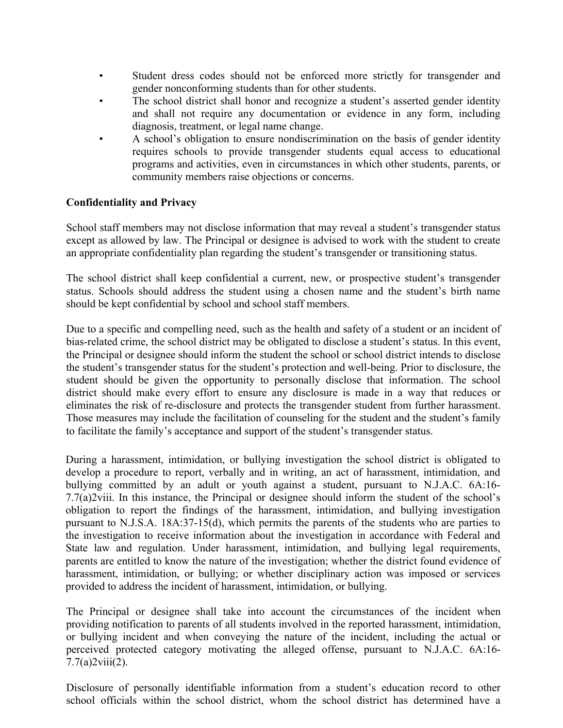- Student dress codes should not be enforced more strictly for transgender and gender nonconforming students than for other students.
- The school district shall honor and recognize a student's asserted gender identity and shall not require any documentation or evidence in any form, including diagnosis, treatment, or legal name change.
- A school's obligation to ensure nondiscrimination on the basis of gender identity requires schools to provide transgender students equal access to educational programs and activities, even in circumstances in which other students, parents, or community members raise objections or concerns.

**Confidentiality and Privacy**

School staff members may not disclose information that may reveal a student's transgender status except as allowed by law. The Principal or designee is advised to work with the student to create an appropriate confidentiality plan regarding the student's transgender or transitioning status.

The school district shall keep confidential a current, new, or prospective student's transgender status. Schools should address the student using a chosen name and the student's birth name should be kept confidential by school and school staff members.

Due to a specific and compelling need, such as the health and safety of a student or an incident of bias-related crime, the school district may be obligated to disclose a student's status. In this event, the Principal or designee should inform the student the school or school district intends to disclose the student's transgender status for the student's protection and well-being. Prior to disclosure, the student should be given the opportunity to personally disclose that information. The school district should make every effort to ensure any disclosure is made in a way that reduces or eliminates the risk of re-disclosure and protects the transgender student from further harassment. Those measures may include the facilitation of counseling for the student and the student's family to facilitate the family's acceptance and support of the student's transgender status.

During a harassment, intimidation, or bullying investigation the school district is obligated to develop a procedure to report, verbally and in writing, an act of harassment, intimidation, and bullying committed by an adult or youth against a student, pursuant to N.J.A.C. 6A:16-7.7(a)2viii. In this instance, the Principal or designee should inform the student of the school's obligation to report the findings of the harassment, intimidation, and bullying investigation pursuant to N.J.S.A. 18A:37-15(d), which permits the parents of the students who are parties to the investigation to receive information about the investigation in accordance with Federal and State law and regulation. Under harassment, intimidation, and bullying legal requirements, parents are entitled to know the nature of the investigation; whether the district found evidence of harassment, intimidation, or bullying; or whether disciplinary action was imposed or services provided to address the incident of harassment, intimidation, or bullying.

The Principal or designee shall take into account the circumstances of the incident when providing notification to parents of all students involved in the reported harassment, intimidation, or bullying incident and when conveying the nature of the incident, including the actual or perceived protected category motivating the alleged offense, pursuant to N.J.A.C. 6A:16-7.7(a)2viii(2).

Disclosure of personally identifiable information from a student's education record to other school officials within the school district, whom the school district has determined have a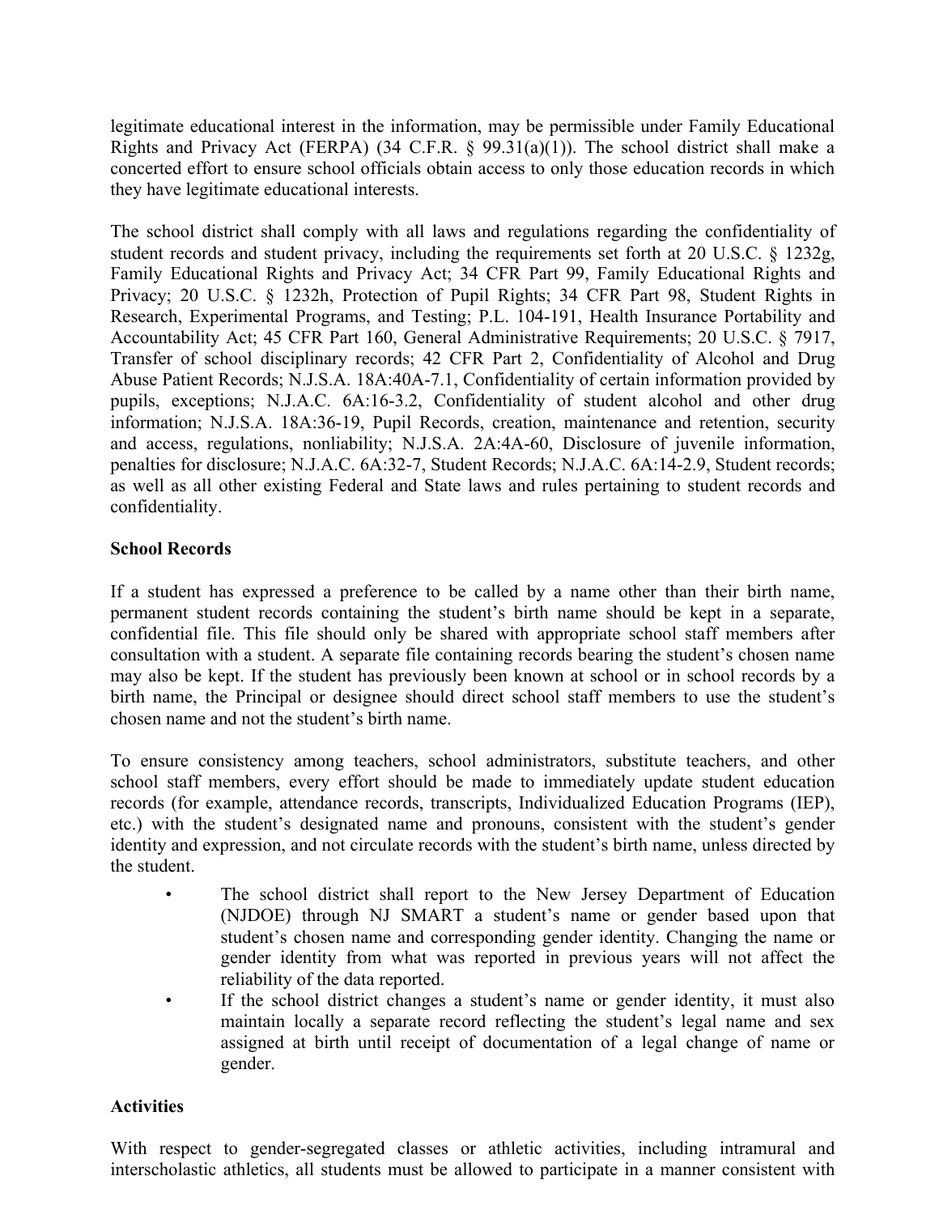legitimate educational interest in the information, may be permissible under Family Educational Rights and Privacy Act (FERPA) (34 C.F.R. § 99.31(a)(1)). The school district shall make a concerted effort to ensure school officials obtain access to only those education records in which they have legitimate educational interests.

The school district shall comply with all laws and regulations regarding the confidentiality of student records and student privacy, including the requirements set forth at 20 U.S.C. § 1232g, Family Educational Rights and Privacy Act; 34 CFR Part 99, Family Educational Rights and Privacy; 20 U.S.C. § 1232h, Protection of Pupil Rights; 34 CFR Part 98, Student Rights in Research, Experimental Programs, and Testing; P.L. 104-191, Health Insurance Portability and Accountability Act; 45 CFR Part 160, General Administrative Requirements; 20 U.S.C. § 7917, Transfer of school disciplinary records; 42 CFR Part 2, Confidentiality of Alcohol and Drug Abuse Patient Records; N.J.S.A. 18A:40A-7.1, Confidentiality of certain information provided by pupils, exceptions; N.J.A.C. 6A:16-3.2, Confidentiality of student alcohol and other drug information; N.J.S.A. 18A:36-19, Pupil Records, creation, maintenance and retention, security and access, regulations, nonliability; N.J.S.A. 2A:4A-60, Disclosure of juvenile information, penalties for disclosure; N.J.A.C. 6A:32-7, Student Records; N.J.A.C. 6A:14-2.9, Student records; as well as all other existing Federal and State laws and rules pertaining to student records and confidentiality.

**School Records**

If a student has expressed a preference to be called by a name other than their birth name, permanent student records containing the student's birth name should be kept in a separate, confidential file. This file should only be shared with appropriate school staff members after consultation with a student. A separate file containing records bearing the student's chosen name may also be kept. If the student has previously been known at school or in school records by a birth name, the Principal or designee should direct school staff members to use the student's chosen name and not the student's birth name.

To ensure consistency among teachers, school administrators, substitute teachers, and other school staff members, every effort should be made to immediately update student education records (for example, attendance records, transcripts, Individualized Education Programs (IEP), etc.) with the student's designated name and pronouns, consistent with the student's gender identity and expression, and not circulate records with the student's birth name, unless directed by the student.

- The school district shall report to the New Jersey Department of Education (NJDOE) through NJ SMART a student's name or gender based upon that student's chosen name and corresponding gender identity. Changing the name or gender identity from what was reported in previous years will not affect the reliability of the data reported.
- If the school district changes a student's name or gender identity, it must also maintain locally a separate record reflecting the student's legal name and sex assigned at birth until receipt of documentation of a legal change of name or gender.

**Activities**

With respect to gender-segregated classes or athletic activities, including intramural and interscholastic athletics, all students must be allowed to participate in a manner consistent with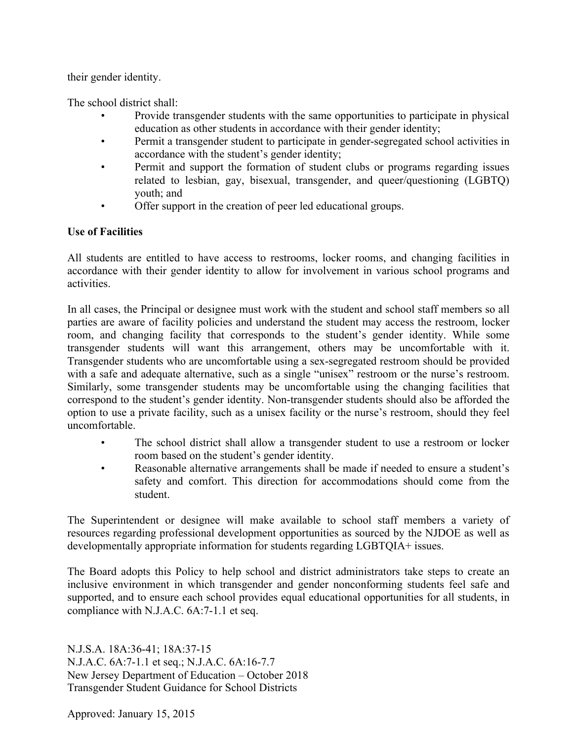their gender identity.

The school district shall:

- Provide transgender students with the same opportunities to participate in physical education as other students in accordance with their gender identity;
- Permit a transgender student to participate in gender-segregated school activities in accordance with the student's gender identity;
- Permit and support the formation of student clubs or programs regarding issues related to lesbian, gay, bisexual, transgender, and queer/questioning (LGBTQ) youth; and
- Offer support in the creation of peer led educational groups.

**Use of Facilities**

All students are entitled to have access to restrooms, locker rooms, and changing facilities in accordance with their gender identity to allow for involvement in various school programs and activities.

In all cases, the Principal or designee must work with the student and school staff members so all parties are aware of facility policies and understand the student may access the restroom, locker room, and changing facility that corresponds to the student's gender identity. While some transgender students will want this arrangement, others may be uncomfortable with it. Transgender students who are uncomfortable using a sex-segregated restroom should be provided with a safe and adequate alternative, such as a single "unisex" restroom or the nurse's restroom. Similarly, some transgender students may be uncomfortable using the changing facilities that correspond to the student's gender identity. Non-transgender students should also be afforded the option to use a private facility, such as a unisex facility or the nurse's restroom, should they feel uncomfortable.

- The school district shall allow a transgender student to use a restroom or locker room based on the student's gender identity.
- Reasonable alternative arrangements shall be made if needed to ensure a student's safety and comfort. This direction for accommodations should come from the student.

The Superintendent or designee will make available to school staff members a variety of resources regarding professional development opportunities as sourced by the NJDOE as well as developmentally appropriate information for students regarding LGBTQIA+ issues.

The Board adopts this Policy to help school and district administrators take steps to create an inclusive environment in which transgender and gender nonconforming students feel safe and supported, and to ensure each school provides equal educational opportunities for all students, in compliance with N.J.A.C. 6A:7-1.1 et seq.

N.J.S.A. 18A:36-41; 18A:37-15
N.J.A.C. 6A:7-1.1 et seq.; N.J.A.C. 6A:16-7.7
New Jersey Department of Education – October 2018
Transgender Student Guidance for School Districts

Approved: January 15, 2015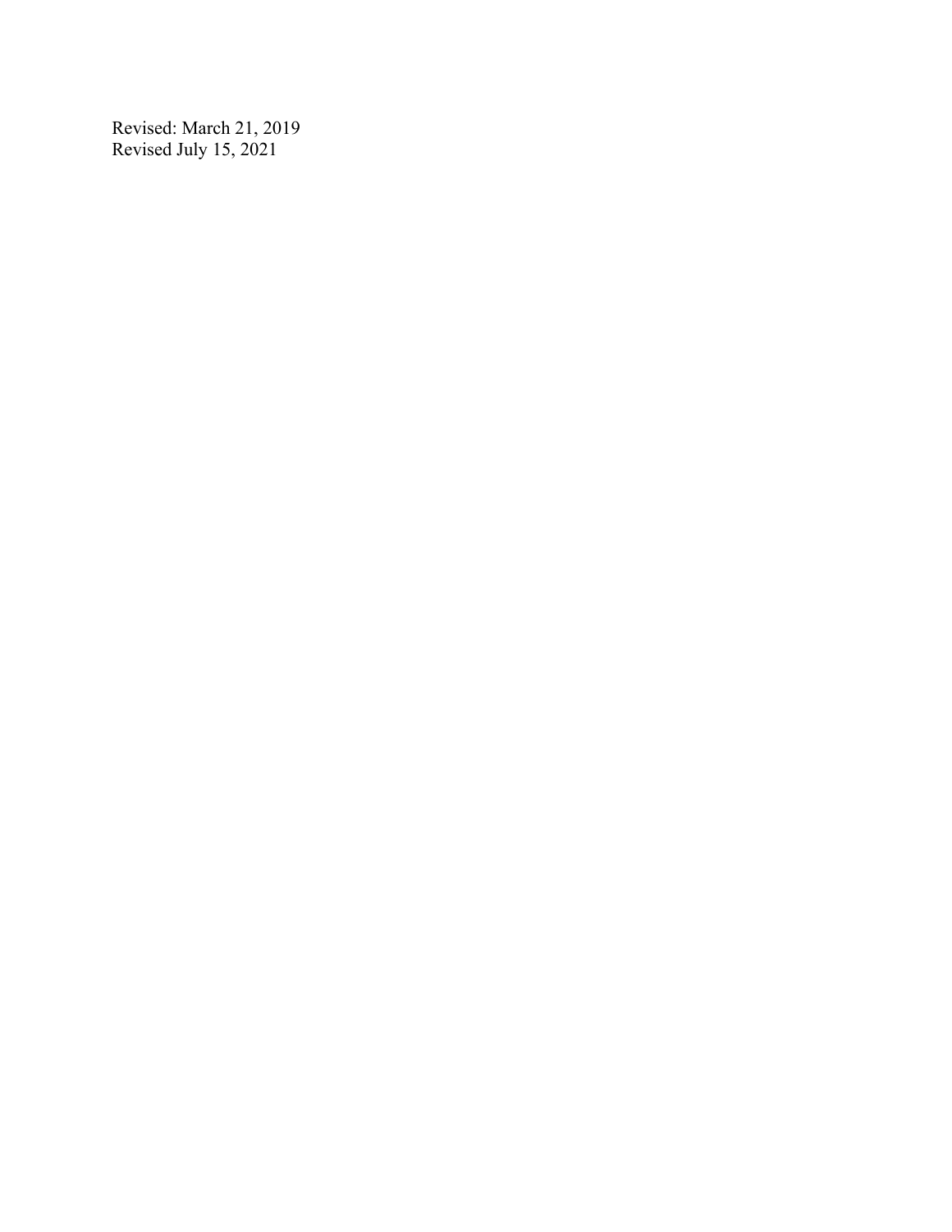Revised: March 21, 2019
Revised July 15, 2021